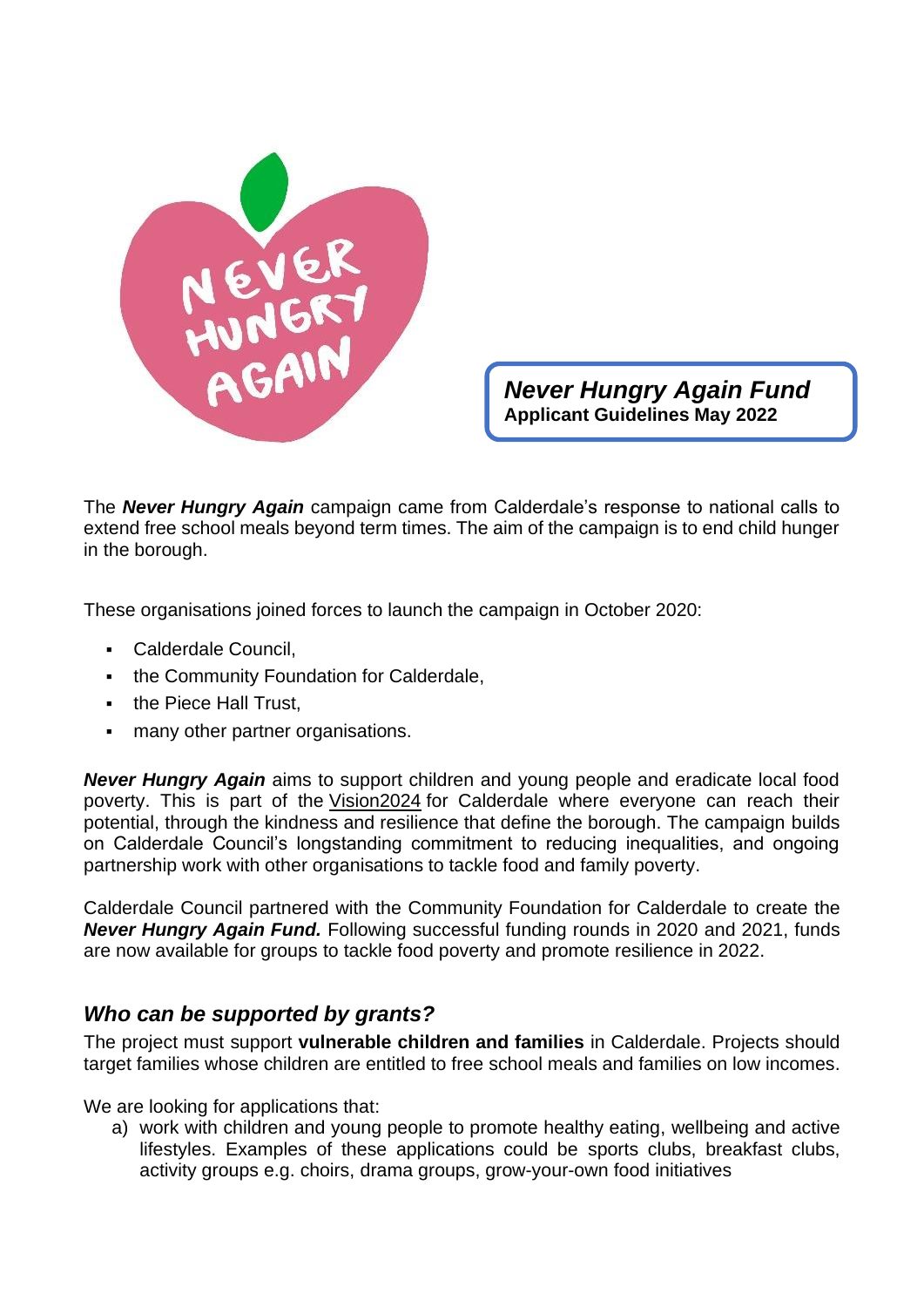# *Never Hungry Again Fund*

**Applicant Guidelines May 2022**

The ***Never Hungry Again*** campaign came from Calderdale's response to national calls to extend free school meals beyond term times. The aim of the campaign is to end child hunger in the borough.

These organisations joined forces to launch the campaign in October 2020:

- Calderdale Council,
- the Community Foundation for Calderdale,
- the Piece Hall Trust,
- many other partner organisations.

***Never Hungry Again*** aims to support children and young people and eradicate local food poverty. This is part of the Vision2024 for Calderdale where everyone can reach their potential, through the kindness and resilience that define the borough. The campaign builds on Calderdale Council's longstanding commitment to reducing inequalities, and ongoing partnership work with other organisations to tackle food and family poverty.

Calderdale Council partnered with the Community Foundation for Calderdale to create the ***Never Hungry Again Fund.*** Following successful funding rounds in 2020 and 2021, funds are now available for groups to tackle food poverty and promote resilience in 2022.

## *Who can be supported by grants?*

The project must support **vulnerable children and families** in Calderdale. Projects should target families whose children are entitled to free school meals and families on low incomes.

We are looking for applications that:

a) work with children and young people to promote healthy eating, wellbeing and active lifestyles. Examples of these applications could be sports clubs, breakfast clubs, activity groups e.g. choirs, drama groups, grow-your-own food initiatives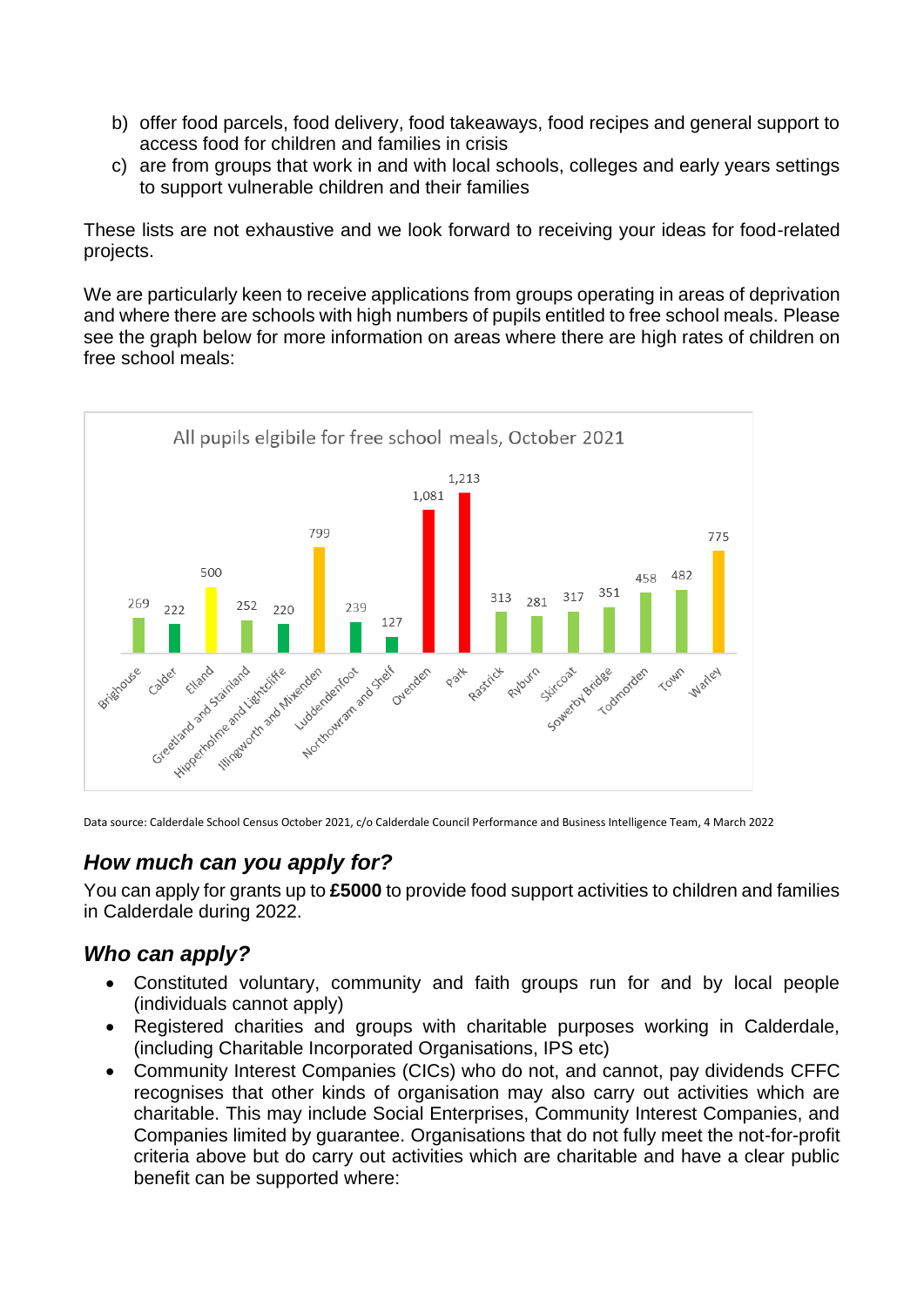b) offer food parcels, food delivery, food takeaways, food recipes and general support to access food for children and families in crisis
c) are from groups that work in and with local schools, colleges and early years settings to support vulnerable children and their families

These lists are not exhaustive and we look forward to receiving your ideas for food-related projects.

We are particularly keen to receive applications from groups operating in areas of deprivation and where there are schools with high numbers of pupils entitled to free school meals. Please see the graph below for more information on areas where there are high rates of children on free school meals:

All pupils elgibile for free school meals, October 2021

| Ward | Pupils |
| --- | --- |
| Brighouse | 269 |
| Calder | 222 |
| Elland | 500 |
| Greetland and Stainland | 252 |
| Hipperholme and Lightcliffe | 220 |
| Illingworth and Mixenden | 799 |
| Luddendenfoot | 239 |
| Northowram and Shelf | 127 |
| Ovenden | 1,081 |
| Park | 1,213 |
| Rastrick | 313 |
| Ryburn | 281 |
| Skircoat | 317 |
| Sowerby Bridge | 351 |
| Todmorden | 458 |
| Town | 482 |
| Warley | 775 |

Data source: Calderdale School Census October 2021, c/o Calderdale Council Performance and Business Intelligence Team, 4 March 2022

## *How much can you apply for?*

You can apply for grants up to **£5000** to provide food support activities to children and families in Calderdale during 2022.

## *Who can apply?*

- Constituted voluntary, community and faith groups run for and by local people (individuals cannot apply)
- Registered charities and groups with charitable purposes working in Calderdale, (including Charitable Incorporated Organisations, IPS etc)
- Community Interest Companies (CICs) who do not, and cannot, pay dividends CFFC recognises that other kinds of organisation may also carry out activities which are charitable. This may include Social Enterprises, Community Interest Companies, and Companies limited by guarantee. Organisations that do not fully meet the not-for-profit criteria above but do carry out activities which are charitable and have a clear public benefit can be supported where: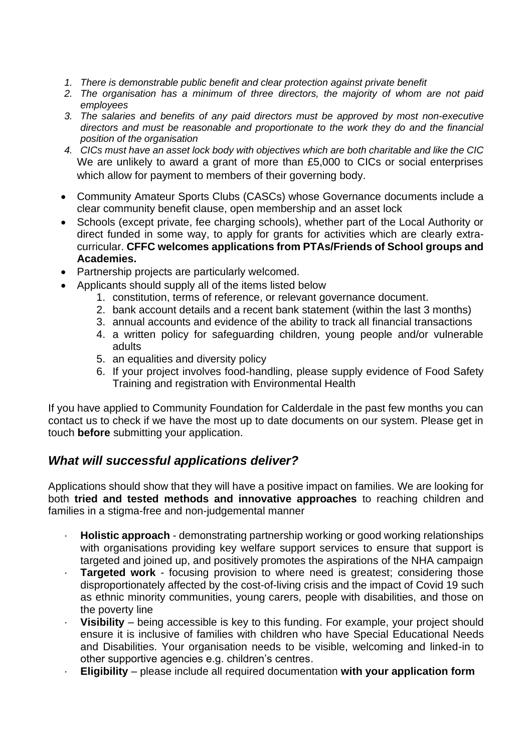1. *There is demonstrable public benefit and clear protection against private benefit*
2. *The organisation has a minimum of three directors, the majority of whom are not paid employees*
3. *The salaries and benefits of any paid directors must be approved by most non-executive directors and must be reasonable and proportionate to the work they do and the financial position of the organisation*
4. *CICs must have an asset lock body with objectives which are both charitable and like the CIC*

We are unlikely to award a grant of more than £5,000 to CICs or social enterprises which allow for payment to members of their governing body.

- Community Amateur Sports Clubs (CASCs) whose Governance documents include a clear community benefit clause, open membership and an asset lock
- Schools (except private, fee charging schools), whether part of the Local Authority or direct funded in some way, to apply for grants for activities which are clearly extra-curricular. **CFFC welcomes applications from PTAs/Friends of School groups and Academies.**
- Partnership projects are particularly welcomed.
- Applicants should supply all of the items listed below
    1. constitution, terms of reference, or relevant governance document.
    2. bank account details and a recent bank statement (within the last 3 months)
    3. annual accounts and evidence of the ability to track all financial transactions
    4. a written policy for safeguarding children, young people and/or vulnerable adults
    5. an equalities and diversity policy
    6. If your project involves food-handling, please supply evidence of Food Safety Training and registration with Environmental Health

If you have applied to Community Foundation for Calderdale in the past few months you can contact us to check if we have the most up to date documents on our system. Please get in touch **before** submitting your application.

## *What will successful applications deliver?*

Applications should show that they will have a positive impact on families. We are looking for both **tried and tested methods and innovative approaches** to reaching children and families in a stigma-free and non-judgemental manner

- **Holistic approach** - demonstrating partnership working or good working relationships with organisations providing key welfare support services to ensure that support is targeted and joined up, and positively promotes the aspirations of the NHA campaign
- **Targeted work** - focusing provision to where need is greatest; considering those disproportionately affected by the cost-of-living crisis and the impact of Covid 19 such as ethnic minority communities, young carers, people with disabilities, and those on the poverty line
- **Visibility** – being accessible is key to this funding. For example, your project should ensure it is inclusive of families with children who have Special Educational Needs and Disabilities. Your organisation needs to be visible, welcoming and linked-in to other supportive agencies e.g. children's centres.
- **Eligibility** – please include all required documentation **with your application form**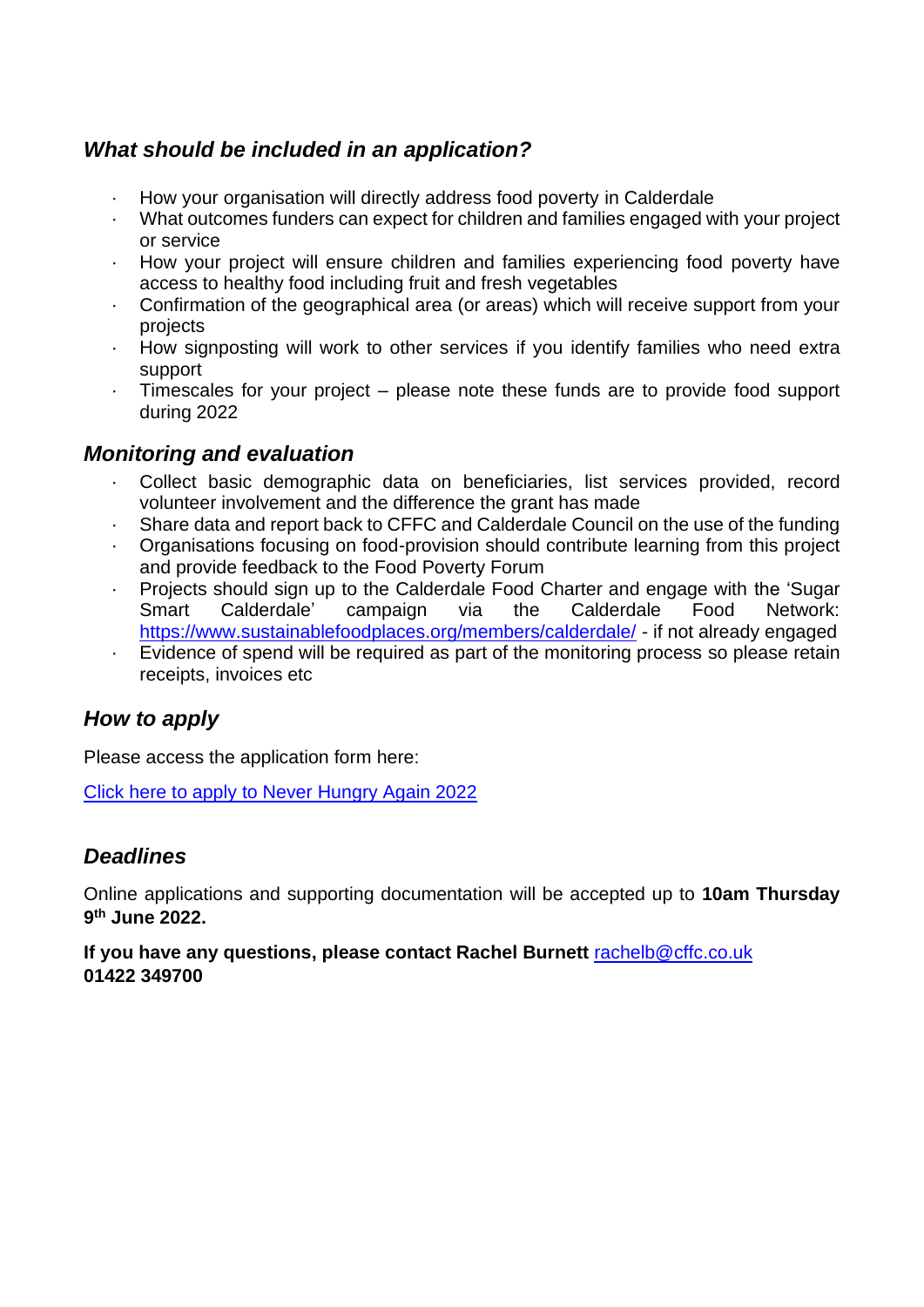### *What should be included in an application?*

- How your organisation will directly address food poverty in Calderdale
- What outcomes funders can expect for children and families engaged with your project or service
- How your project will ensure children and families experiencing food poverty have access to healthy food including fruit and fresh vegetables
- Confirmation of the geographical area (or areas) which will receive support from your projects
- How signposting will work to other services if you identify families who need extra support
- Timescales for your project – please note these funds are to provide food support during 2022

### *Monitoring and evaluation*

- Collect basic demographic data on beneficiaries, list services provided, record volunteer involvement and the difference the grant has made
- Share data and report back to CFFC and Calderdale Council on the use of the funding
- Organisations focusing on food-provision should contribute learning from this project and provide feedback to the Food Poverty Forum
- Projects should sign up to the Calderdale Food Charter and engage with the 'Sugar Smart Calderdale' campaign via the Calderdale Food Network: https://www.sustainablefoodplaces.org/members/calderdale/ - if not already engaged
- Evidence of spend will be required as part of the monitoring process so please retain receipts, invoices etc

### *How to apply*

Please access the application form here:

Click here to apply to Never Hungry Again 2022

### *Deadlines*

Online applications and supporting documentation will be accepted up to **10am Thursday 9th June 2022.**

**If you have any questions, please contact Rachel Burnett** rachelb@cffc.co.uk **01422 349700**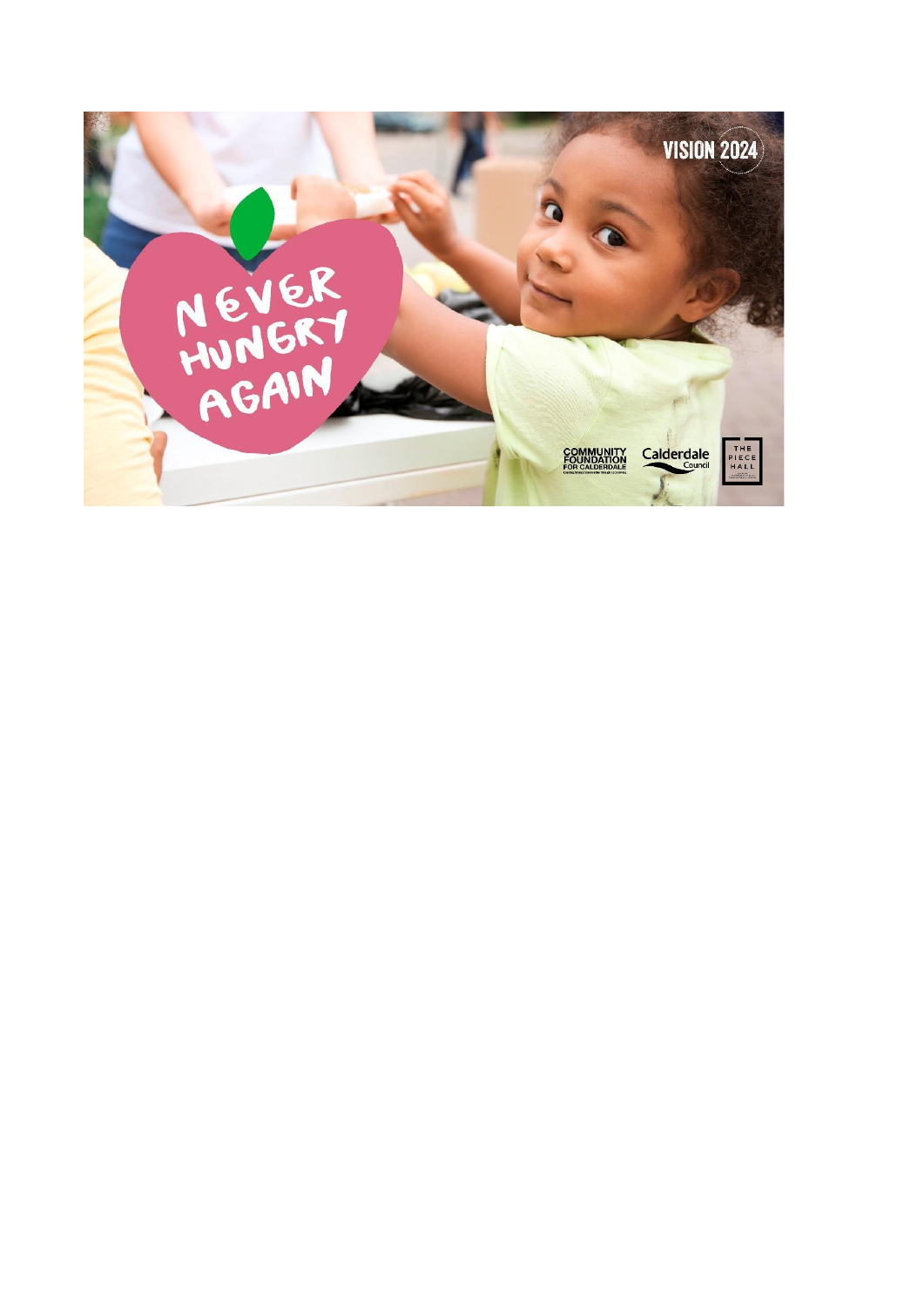VISION 2024

NEVER HUNGRY AGAIN

COMMUNITY FOUNDATION FOR CALDERDALE

Calderdale Council

THE PIECE HALL